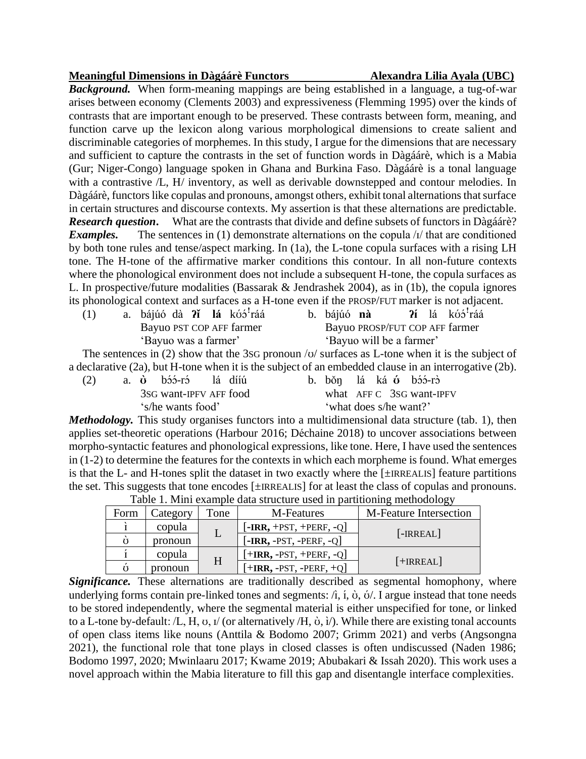**Meaningful Dimensions in Dàgáárè Functors** **Alexandra Lilia Ayala (UBC)**

***Background.*** When form-meaning mappings are being established in a language, a tug-of-war arises between economy (Clements 2003) and expressiveness (Flemming 1995) over the kinds of contrasts that are important enough to be preserved. These contrasts between form, meaning, and function carve up the lexicon along various morphological dimensions to create salient and discriminable categories of morphemes. In this study, I argue for the dimensions that are necessary and sufficient to capture the contrasts in the set of function words in Dàgáárè, which is a Mabia (Gur; Niger-Congo) language spoken in Ghana and Burkina Faso. Dàgáárè is a tonal language with a contrastive /L, H/ inventory, as well as derivable downstepped and contour melodies. In Dàgáárè, functors like copulas and pronouns, amongst others, exhibit tonal alternations that surface in certain structures and discourse contexts. My assertion is that these alternations are predictable.

***Research question.*** What are the contrasts that divide and define subsets of functors in Dàgáárè?

***Examples.*** The sentences in (1) demonstrate alternations on the copula /ɪ/ that are conditioned by both tone rules and tense/aspect marking. In (1a), the L-tone copula surfaces with a rising LH tone. The H-tone of the affirmative marker conditions this contour. In all non-future contexts where the phonological environment does not include a subsequent H-tone, the copula surfaces as L. In prospective/future modalities (Bassarak & Jendrashek 2004), as in (1b), the copula ignores its phonological context and surfaces as a H-tone even if the PROSP/FUT marker is not adjacent.

(1) a. bájúó dà **ʔɪ̌ lá** kʊ́ɔ́ꜜráá
Bayuo PST COP AFF farmer
'Bayuo was a farmer'

b. bájúó **nà** **ʔɪ́** lá kʊ́ɔ́ꜜráá
Bayuo PROSP/FUT COP AFF farmer
'Bayuo will be a farmer'

The sentences in (2) show that the 3SG pronoun /ʊ/ surfaces as L-tone when it is the subject of a declarative (2a), but H-tone when it is the subject of an embedded clause in an interrogative (2b).

(2) a. **ʊ̀** bɔ́ɔ́-rɔ́ lá dííú
3SG want-IPFV AFF food
's/he wants food'

b. bǒŋ lá ká **ʊ́** bɔ́ɔ́-rɔ̀
what AFF C 3SG want-IPFV
'what does s/he want?'

***Methodology.*** This study organises functors into a multidimensional data structure (tab. 1), then applies set-theoretic operations (Harbour 2016; Déchaine 2018) to uncover associations between morpho-syntactic features and phonological expressions, like tone. Here, I have used the sentences in (1-2) to determine the features for the contexts in which each morpheme is found. What emerges is that the L- and H-tones split the dataset in two exactly where the [±IRREALIS] feature partitions the set. This suggests that tone encodes [±IRREALIS] for at least the class of copulas and pronouns.

Table 1. Mini example data structure used in partitioning methodology

| Form | Category | Tone | M-Features | M-Feature Intersection |
|---|---|---|---|---|
| ɪ̀ | copula | L | [**-IRR**, +PST, +PERF, -Q] | [-IRREAL] |
| ʊ̀ | pronoun | | [**-IRR**, -PST, -PERF, -Q] | |
| ɪ́ | copula | H | [**+IRR**, -PST, +PERF, -Q] | [+IRREAL] |
| ʊ́ | pronoun | | [**+IRR**, -PST, -PERF, +Q] | |

***Significance.*** These alternations are traditionally described as segmental homophony, where underlying forms contain pre-linked tones and segments: /ɪ̀, ɪ́, ʊ̀, ʊ́/. I argue instead that tone needs to be stored independently, where the segmental material is either unspecified for tone, or linked to a L-tone by-default: /L, H, ʊ, ɪ/ (or alternatively /H, ʊ̀, ɪ̀/). While there are existing tonal accounts of open class items like nouns (Anttila & Bodomo 2007; Grimm 2021) and verbs (Angsongna 2021), the functional role that tone plays in closed classes is often undiscussed (Naden 1986; Bodomo 1997, 2020; Mwinlaaru 2017; Kwame 2019; Abubakari & Issah 2020). This work uses a novel approach within the Mabia literature to fill this gap and disentangle interface complexities.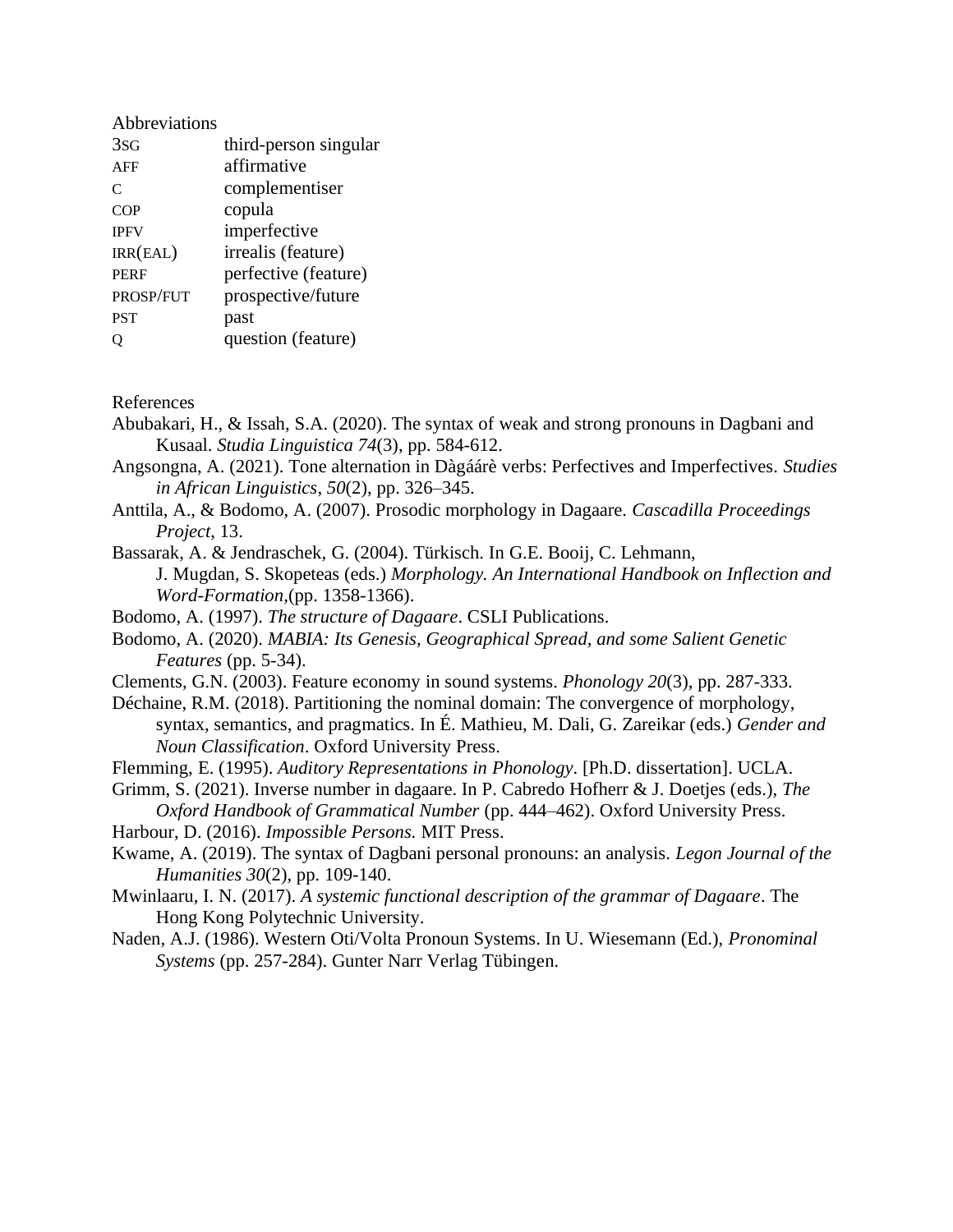Abbreviations

| | |
|---|---|
| 3SG | third-person singular |
| AFF | affirmative |
| C | complementiser |
| COP | copula |
| IPFV | imperfective |
| IRR(EAL) | irrealis (feature) |
| PERF | perfective (feature) |
| PROSP/FUT | prospective/future |
| PST | past |
| Q | question (feature) |

References

Abubakari, H., & Issah, S.A. (2020). The syntax of weak and strong pronouns in Dagbani and Kusaal. *Studia Linguistica 74*(3), pp. 584-612.

Angsongna, A. (2021). Tone alternation in Dàgááré verbs: Perfectives and Imperfectives. *Studies in African Linguistics*, *50*(2), pp. 326–345.

Anttila, A., & Bodomo, A. (2007). Prosodic morphology in Dagaare. *Cascadilla Proceedings Project*, 13.

Bassarak, A. & Jendraschek, G. (2004). Türkisch. In G.E. Booij, C. Lehmann, J. Mugdan, S. Skopeteas (eds.) *Morphology. An International Handbook on Inflection and Word-Formation*,(pp. 1358-1366).

Bodomo, A. (1997). *The structure of Dagaare*. CSLI Publications.

Bodomo, A. (2020). *MABIA: Its Genesis, Geographical Spread, and some Salient Genetic Features* (pp. 5-34).

Clements, G.N. (2003). Feature economy in sound systems. *Phonology 20*(3), pp. 287-333.

Déchaine, R.M. (2018). Partitioning the nominal domain: The convergence of morphology, syntax, semantics, and pragmatics. In É. Mathieu, M. Dali, G. Zareikar (eds.) *Gender and Noun Classification*. Oxford University Press.

Flemming, E. (1995). *Auditory Representations in Phonology*. [Ph.D. dissertation]. UCLA.

Grimm, S. (2021). Inverse number in dagaare. In P. Cabredo Hofherr & J. Doetjes (eds.), *The Oxford Handbook of Grammatical Number* (pp. 444–462). Oxford University Press.

Harbour, D. (2016). *Impossible Persons.* MIT Press.

Kwame, A. (2019). The syntax of Dagbani personal pronouns: an analysis. *Legon Journal of the Humanities 30*(2), pp. 109-140.

Mwinlaaru, I. N. (2017). *A systemic functional description of the grammar of Dagaare*. The Hong Kong Polytechnic University.

Naden, A.J. (1986). Western Oti/Volta Pronoun Systems. In U. Wiesemann (Ed.), *Pronominal Systems* (pp. 257-284). Gunter Narr Verlag Tübingen.